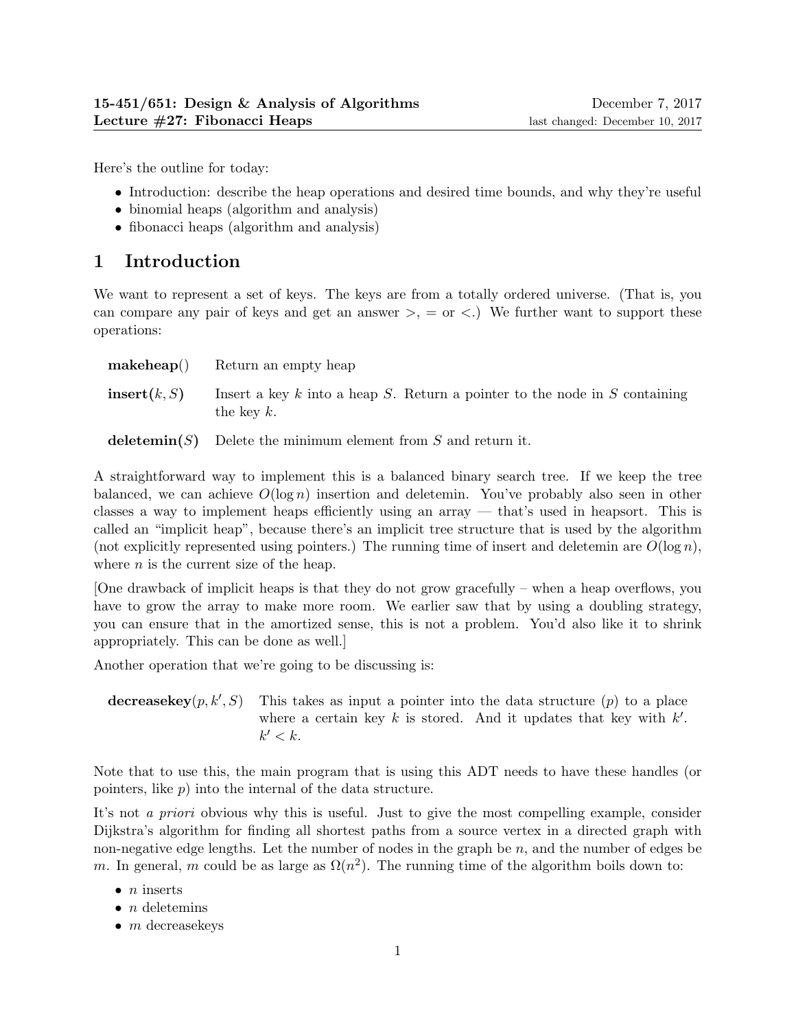**15-451/651: Design & Analysis of Algorithms** December 7, 2017
**Lecture #27: Fibonacci Heaps** last changed: December 10, 2017

Here's the outline for today:

- Introduction: describe the heap operations and desired time bounds, and why they're useful
- binomial heaps (algorithm and analysis)
- fibonacci heaps (algorithm and analysis)

# 1 Introduction

We want to represent a set of keys. The keys are from a totally ordered universe. (That is, you can compare any pair of keys and get an answer $>$, $=$ or $<$.) We further want to support these operations:

**makeheap**() Return an empty heap

**insert**$(k, S)$ Insert a key $k$ into a heap $S$. Return a pointer to the node in $S$ containing the key $k$.

**deletemin**$(S)$ Delete the minimum element from $S$ and return it.

A straightforward way to implement this is a balanced binary search tree. If we keep the tree balanced, we can achieve $O(\log n)$ insertion and deletemin. You've probably also seen in other classes a way to implement heaps efficiently using an array — that's used in heapsort. This is called an "implicit heap", because there's an implicit tree structure that is used by the algorithm (not explicitly represented using pointers.) The running time of insert and deletemin are $O(\log n)$, where $n$ is the current size of the heap.

[One drawback of implicit heaps is that they do not grow gracefully – when a heap overflows, you have to grow the array to make more room. We earlier saw that by using a doubling strategy, you can ensure that in the amortized sense, this is not a problem. You'd also like it to shrink appropriately. This can be done as well.]

Another operation that we're going to be discussing is:

**decreasekey**$(p, k', S)$ This takes as input a pointer into the data structure ($p$) to a place where a certain key $k$ is stored. And it updates that key with $k'$. $k' < k$.

Note that to use this, the main program that is using this ADT needs to have these handles (or pointers, like $p$) into the internal of the data structure.

It's not *a priori* obvious why this is useful. Just to give the most compelling example, consider Dijkstra's algorithm for finding all shortest paths from a source vertex in a directed graph with non-negative edge lengths. Let the number of nodes in the graph be $n$, and the number of edges be $m$. In general, $m$ could be as large as $\Omega(n^2)$. The running time of the algorithm boils down to:

- $n$ inserts
- $n$ deletemins
- $m$ decreasekeys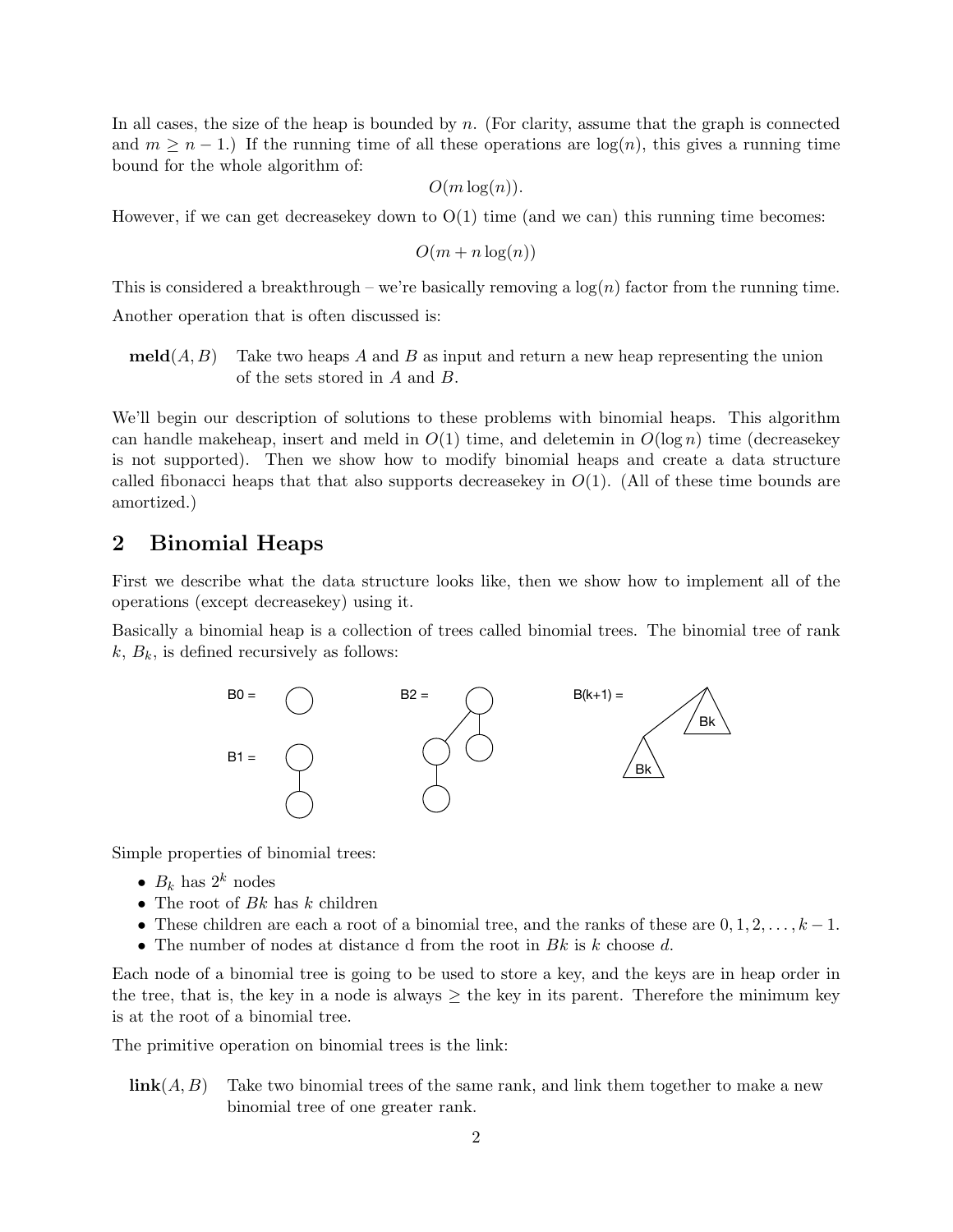In all cases, the size of the heap is bounded by $n$. (For clarity, assume that the graph is connected and $m \geq n-1$.) If the running time of all these operations are $\log(n)$, this gives a running time bound for the whole algorithm of:

$$O(m \log(n)).$$

However, if we can get decreasekey down to O(1) time (and we can) this running time becomes:

$$O(m + n \log(n))$$

This is considered a breakthrough – we're basically removing a $\log(n)$ factor from the running time.

Another operation that is often discussed is:

**meld**$(A, B)$ Take two heaps $A$ and $B$ as input and return a new heap representing the union of the sets stored in $A$ and $B$.

We'll begin our description of solutions to these problems with binomial heaps. This algorithm can handle makeheap, insert and meld in $O(1)$ time, and deletemin in $O(\log n)$ time (decreasekey is not supported). Then we show how to modify binomial heaps and create a data structure called fibonacci heaps that that also supports decreasekey in $O(1)$. (All of these time bounds are amortized.)

## 2 Binomial Heaps

First we describe what the data structure looks like, then we show how to implement all of the operations (except decreasekey) using it.

Basically a binomial heap is a collection of trees called binomial trees. The binomial tree of rank $k$, $B_k$, is defined recursively as follows:

B0 = B1 = B2 = B(k+1) = Bk Bk

Simple properties of binomial trees:

- $B_k$ has $2^k$ nodes
- The root of $Bk$ has $k$ children
- These children are each a root of a binomial tree, and the ranks of these are $0, 1, 2, \ldots, k-1$.
- The number of nodes at distance d from the root in $Bk$ is $k$ choose $d$.

Each node of a binomial tree is going to be used to store a key, and the keys are in heap order in the tree, that is, the key in a node is always $\geq$ the key in its parent. Therefore the minimum key is at the root of a binomial tree.

The primitive operation on binomial trees is the link:

**link**$(A, B)$ Take two binomial trees of the same rank, and link them together to make a new binomial tree of one greater rank.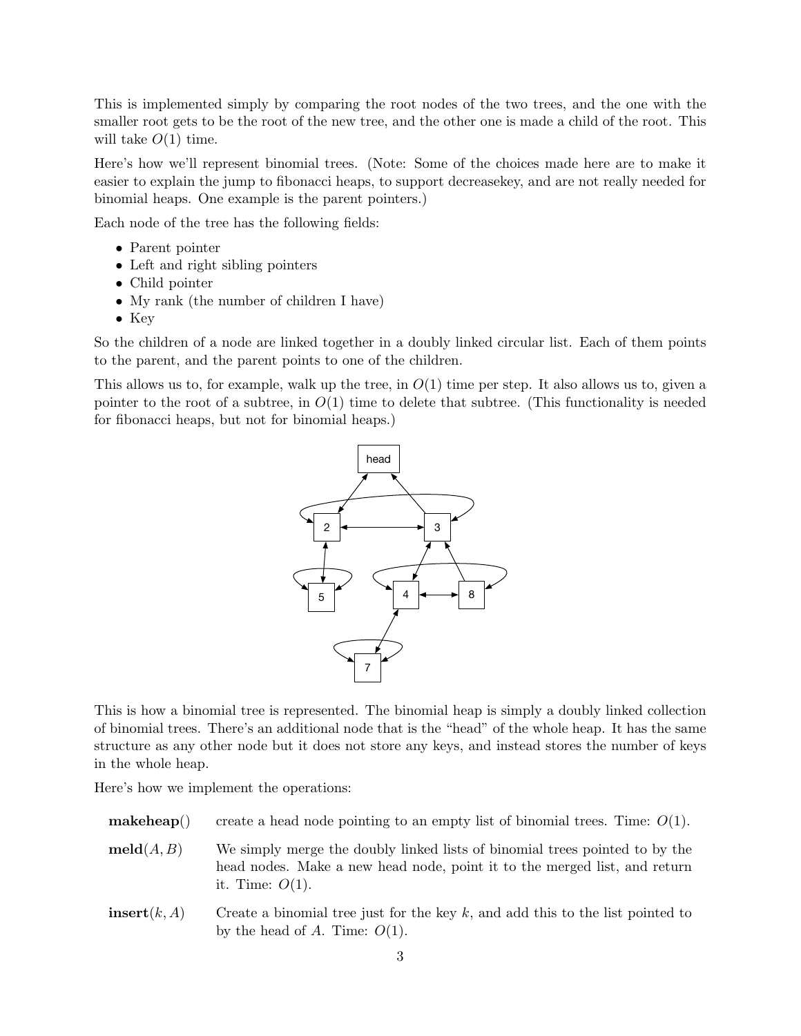This is implemented simply by comparing the root nodes of the two trees, and the one with the smaller root gets to be the root of the new tree, and the other one is made a child of the root. This will take $O(1)$ time.

Here's how we'll represent binomial trees. (Note: Some of the choices made here are to make it easier to explain the jump to fibonacci heaps, to support decreasekey, and are not really needed for binomial heaps. One example is the parent pointers.)

Each node of the tree has the following fields:

- Parent pointer
- Left and right sibling pointers
- Child pointer
- My rank (the number of children I have)
- Key

So the children of a node are linked together in a doubly linked circular list. Each of them points to the parent, and the parent points to one of the children.

This allows us to, for example, walk up the tree, in $O(1)$ time per step. It also allows us to, given a pointer to the root of a subtree, in $O(1)$ time to delete that subtree. (This functionality is needed for fibonacci heaps, but not for binomial heaps.)

This is how a binomial tree is represented. The binomial heap is simply a doubly linked collection of binomial trees. There's an additional node that is the "head" of the whole heap. It has the same structure as any other node but it does not store any keys, and instead stores the number of keys in the whole heap.

Here's how we implement the operations:

**makeheap**() create a head node pointing to an empty list of binomial trees. Time: $O(1)$.

**meld**$(A, B)$ We simply merge the doubly linked lists of binomial trees pointed to by the head nodes. Make a new head node, point it to the merged list, and return it. Time: $O(1)$.

**insert**$(k, A)$ Create a binomial tree just for the key $k$, and add this to the list pointed to by the head of $A$. Time: $O(1)$.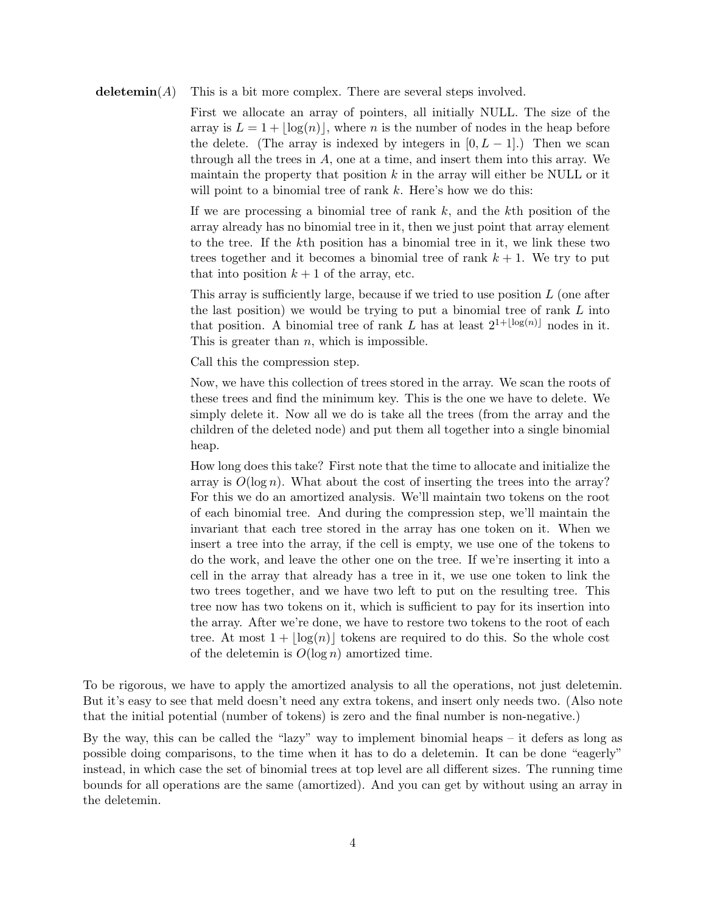**deletemin**$(A)$ This is a bit more complex. There are several steps involved.

First we allocate an array of pointers, all initially NULL. The size of the array is $L = 1 + \lfloor \log(n) \rfloor$, where $n$ is the number of nodes in the heap before the delete. (The array is indexed by integers in $[0, L-1]$.) Then we scan through all the trees in $A$, one at a time, and insert them into this array. We maintain the property that position $k$ in the array will either be NULL or it will point to a binomial tree of rank $k$. Here's how we do this:

If we are processing a binomial tree of rank $k$, and the $k$th position of the array already has no binomial tree in it, then we just point that array element to the tree. If the $k$th position has a binomial tree in it, we link these two trees together and it becomes a binomial tree of rank $k+1$. We try to put that into position $k+1$ of the array, etc.

This array is sufficiently large, because if we tried to use position $L$ (one after the last position) we would be trying to put a binomial tree of rank $L$ into that position. A binomial tree of rank $L$ has at least $2^{1+\lfloor \log(n) \rfloor}$ nodes in it. This is greater than $n$, which is impossible.

Call this the compression step.

Now, we have this collection of trees stored in the array. We scan the roots of these trees and find the minimum key. This is the one we have to delete. We simply delete it. Now all we do is take all the trees (from the array and the children of the deleted node) and put them all together into a single binomial heap.

How long does this take? First note that the time to allocate and initialize the array is $O(\log n)$. What about the cost of inserting the trees into the array? For this we do an amortized analysis. We'll maintain two tokens on the root of each binomial tree. And during the compression step, we'll maintain the invariant that each tree stored in the array has one token on it. When we insert a tree into the array, if the cell is empty, we use one of the tokens to do the work, and leave the other one on the tree. If we're inserting it into a cell in the array that already has a tree in it, we use one token to link the two trees together, and we have two left to put on the resulting tree. This tree now has two tokens on it, which is sufficient to pay for its insertion into the array. After we're done, we have to restore two tokens to the root of each tree. At most $1 + \lfloor \log(n) \rfloor$ tokens are required to do this. So the whole cost of the deletemin is $O(\log n)$ amortized time.

To be rigorous, we have to apply the amortized analysis to all the operations, not just deletemin. But it's easy to see that meld doesn't need any extra tokens, and insert only needs two. (Also note that the initial potential (number of tokens) is zero and the final number is non-negative.)

By the way, this can be called the "lazy" way to implement binomial heaps – it defers as long as possible doing comparisons, to the time when it has to do a deletemin. It can be done "eagerly" instead, in which case the set of binomial trees at top level are all different sizes. The running time bounds for all operations are the same (amortized). And you can get by without using an array in the deletemin.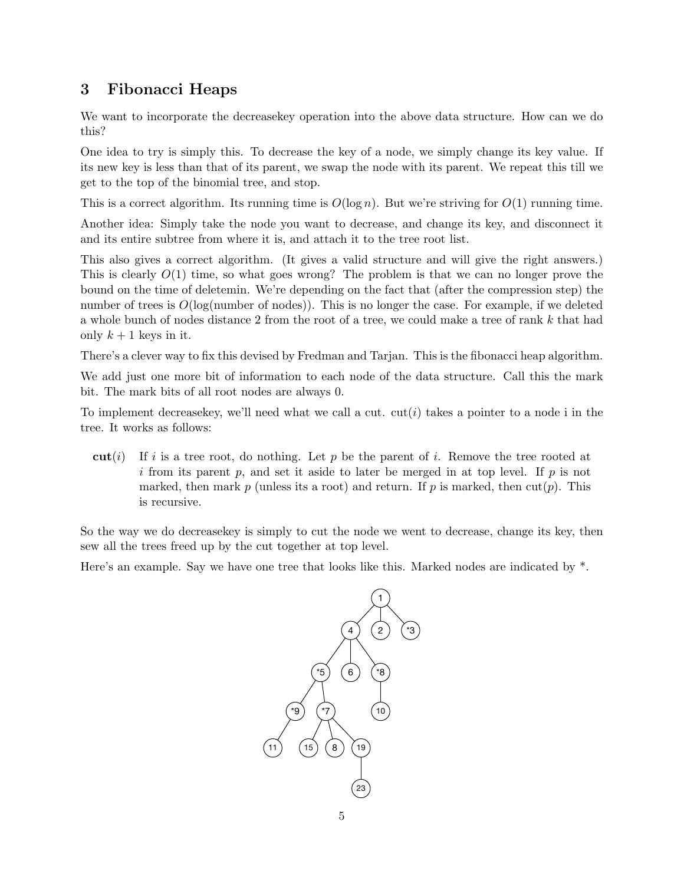## 3 Fibonacci Heaps

We want to incorporate the decreasekey operation into the above data structure. How can we do this?

One idea to try is simply this. To decrease the key of a node, we simply change its key value. If its new key is less than that of its parent, we swap the node with its parent. We repeat this till we get to the top of the binomial tree, and stop.

This is a correct algorithm. Its running time is $O(\log n)$. But we're striving for $O(1)$ running time.

Another idea: Simply take the node you want to decrease, and change its key, and disconnect it and its entire subtree from where it is, and attach it to the tree root list.

This also gives a correct algorithm. (It gives a valid structure and will give the right answers.) This is clearly $O(1)$ time, so what goes wrong? The problem is that we can no longer prove the bound on the time of deletemin. We're depending on the fact that (after the compression step) the number of trees is $O(\log(\text{number of nodes}))$. This is no longer the case. For example, if we deleted a whole bunch of nodes distance 2 from the root of a tree, we could make a tree of rank $k$ that had only $k+1$ keys in it.

There's a clever way to fix this devised by Fredman and Tarjan. This is the fibonacci heap algorithm.

We add just one more bit of information to each node of the data structure. Call this the mark bit. The mark bits of all root nodes are always 0.

To implement decreasekey, we'll need what we call a cut. cut($i$) takes a pointer to a node i in the tree. It works as follows:

**cut**($i$) If $i$ is a tree root, do nothing. Let $p$ be the parent of $i$. Remove the tree rooted at $i$ from its parent $p$, and set it aside to later be merged in at top level. If $p$ is not marked, then mark $p$ (unless its a root) and return. If $p$ is marked, then cut($p$). This is recursive.

So the way we do decreasekey is simply to cut the node we went to decrease, change its key, then sew all the trees freed up by the cut together at top level.

Here's an example. Say we have one tree that looks like this. Marked nodes are indicated by *.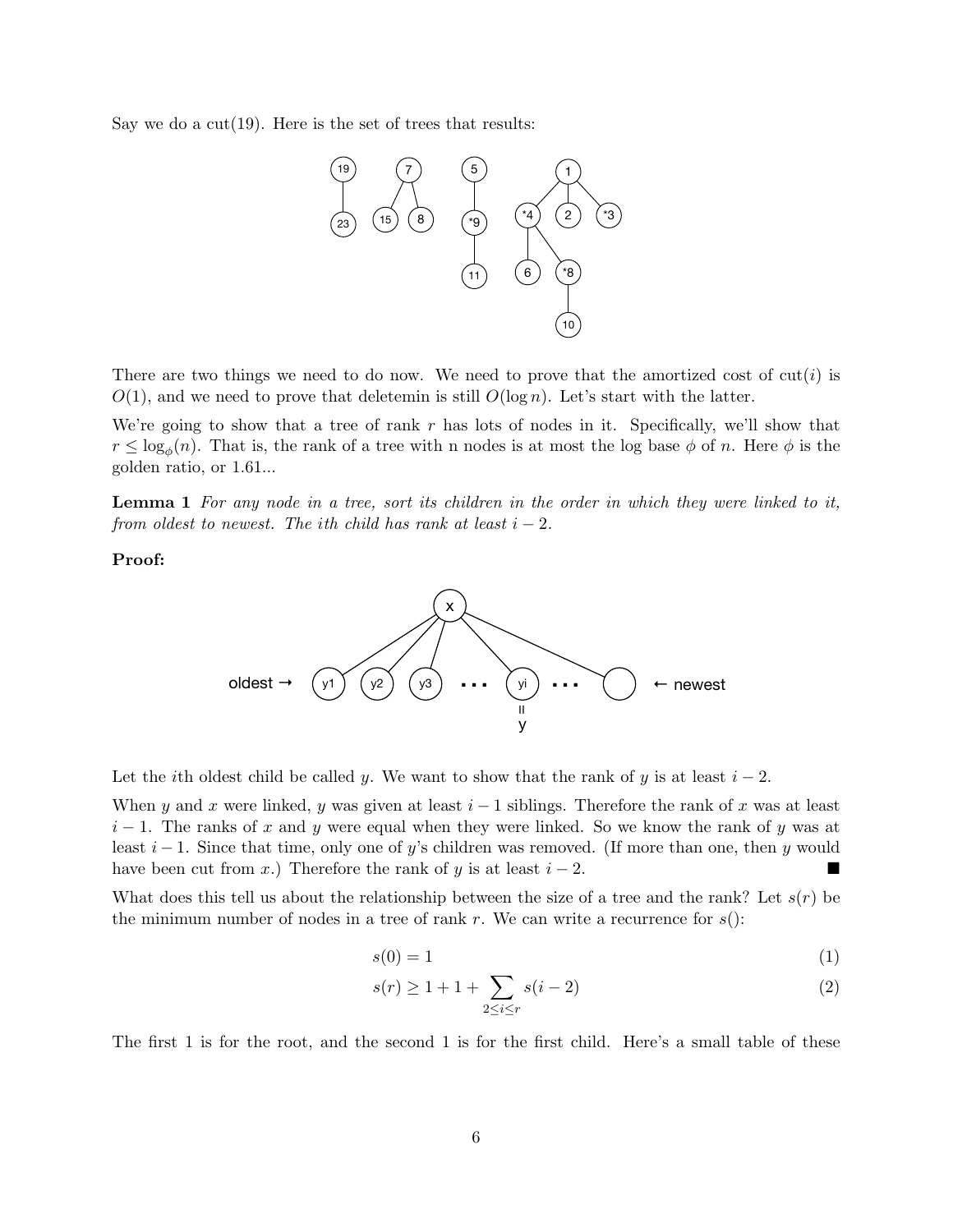Say we do a cut(19). Here is the set of trees that results:

There are two things we need to do now. We need to prove that the amortized cost of cut($i$) is $O(1)$, and we need to prove that deletemin is still $O(\log n)$. Let's start with the latter.

We're going to show that a tree of rank $r$ has lots of nodes in it. Specifically, we'll show that $r \leq \log_\phi(n)$. That is, the rank of a tree with n nodes is at most the log base $\phi$ of $n$. Here $\phi$ is the golden ratio, or 1.61...

**Lemma 1** *For any node in a tree, sort its children in the order in which they were linked to it, from oldest to newest. The ith child has rank at least $i - 2$.*

**Proof:**

Let the $i$th oldest child be called $y$. We want to show that the rank of $y$ is at least $i - 2$.

When $y$ and $x$ were linked, $y$ was given at least $i - 1$ siblings. Therefore the rank of $x$ was at least $i - 1$. The ranks of $x$ and $y$ were equal when they were linked. So we know the rank of $y$ was at least $i - 1$. Since that time, only one of $y$'s children was removed. (If more than one, then $y$ would have been cut from $x$.) Therefore the rank of $y$ is at least $i - 2$. ■

What does this tell us about the relationship between the size of a tree and the rank? Let $s(r)$ be the minimum number of nodes in a tree of rank $r$. We can write a recurrence for $s()$:

$$s(0) = 1 \tag{1}$$

$$s(r) \geq 1 + 1 + \sum_{2 \leq i \leq r} s(i - 2) \tag{2}$$

The first 1 is for the root, and the second 1 is for the first child. Here's a small table of these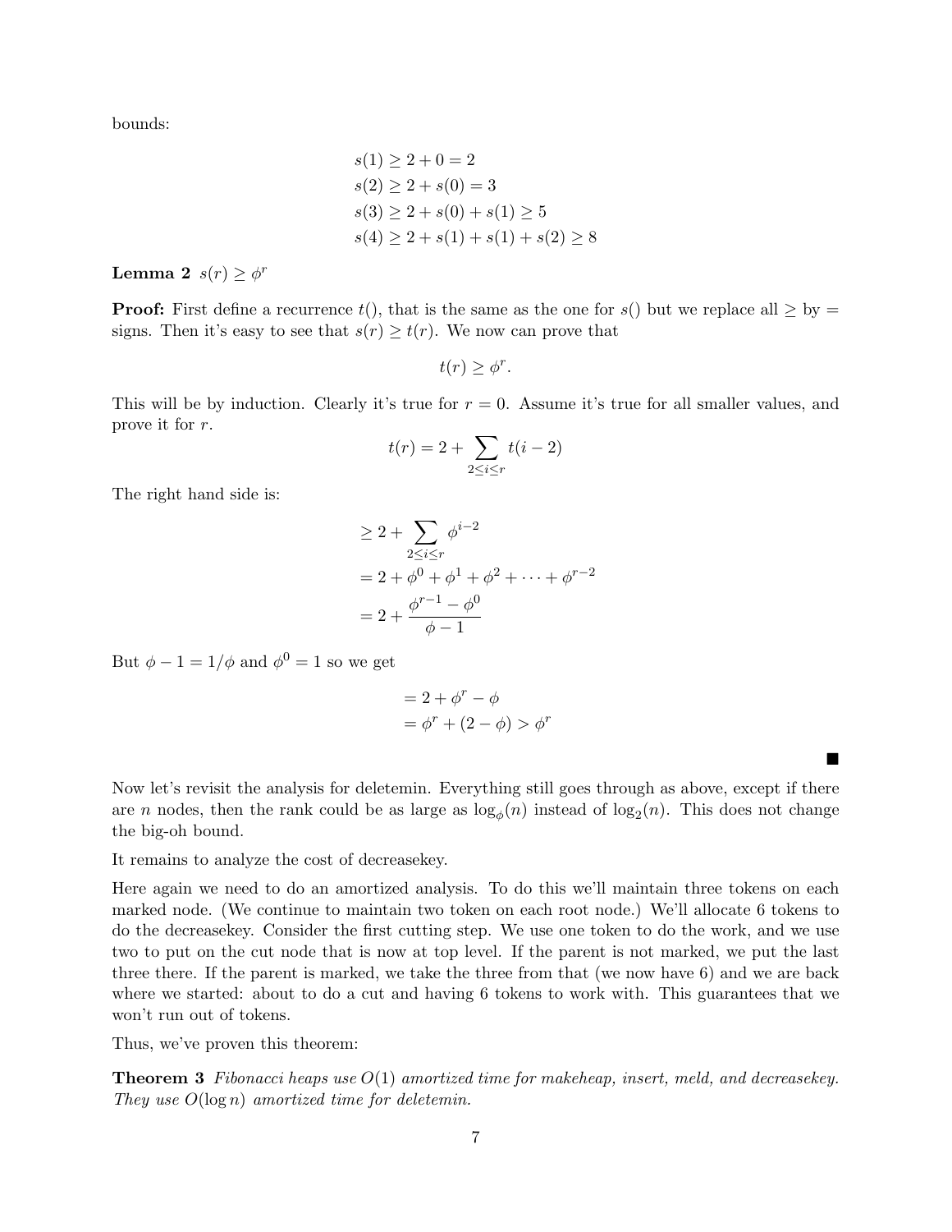bounds:

$$
\begin{aligned}
s(1) &\geq 2 + 0 = 2 \\
s(2) &\geq 2 + s(0) = 3 \\
s(3) &\geq 2 + s(0) + s(1) \geq 5 \\
s(4) &\geq 2 + s(1) + s(1) + s(2) \geq 8
\end{aligned}
$$

**Lemma 2** $s(r) \geq \phi^r$

**Proof:** First define a recurrence $t()$, that is the same as the one for $s()$ but we replace all $\geq$ by $=$ signs. Then it's easy to see that $s(r) \geq t(r)$. We now can prove that

$$t(r) \geq \phi^r.$$

This will be by induction. Clearly it's true for $r = 0$. Assume it's true for all smaller values, and prove it for $r$.

$$t(r) = 2 + \sum_{2 \leq i \leq r} t(i-2)$$

The right hand side is:

$$
\begin{aligned}
&\geq 2 + \sum_{2 \leq i \leq r} \phi^{i-2} \\
&= 2 + \phi^0 + \phi^1 + \phi^2 + \cdots + \phi^{r-2} \\
&= 2 + \frac{\phi^{r-1} - \phi^0}{\phi - 1}
\end{aligned}
$$

But $\phi - 1 = 1/\phi$ and $\phi^0 = 1$ so we get

$$
\begin{aligned}
&= 2 + \phi^r - \phi \\
&= \phi^r + (2 - \phi) > \phi^r
\end{aligned}
$$

■

Now let's revisit the analysis for deletemin. Everything still goes through as above, except if there are $n$ nodes, then the rank could be as large as $\log_\phi(n)$ instead of $\log_2(n)$. This does not change the big-oh bound.

It remains to analyze the cost of decreasekey.

Here again we need to do an amortized analysis. To do this we'll maintain three tokens on each marked node. (We continue to maintain two token on each root node.) We'll allocate 6 tokens to do the decreasekey. Consider the first cutting step. We use one token to do the work, and we use two to put on the cut node that is now at top level. If the parent is not marked, we put the last three there. If the parent is marked, we take the three from that (we now have 6) and we are back where we started: about to do a cut and having 6 tokens to work with. This guarantees that we won't run out of tokens.

Thus, we've proven this theorem:

**Theorem 3** *Fibonacci heaps use $O(1)$ amortized time for makeheap, insert, meld, and decreasekey. They use $O(\log n)$ amortized time for deletemin.*